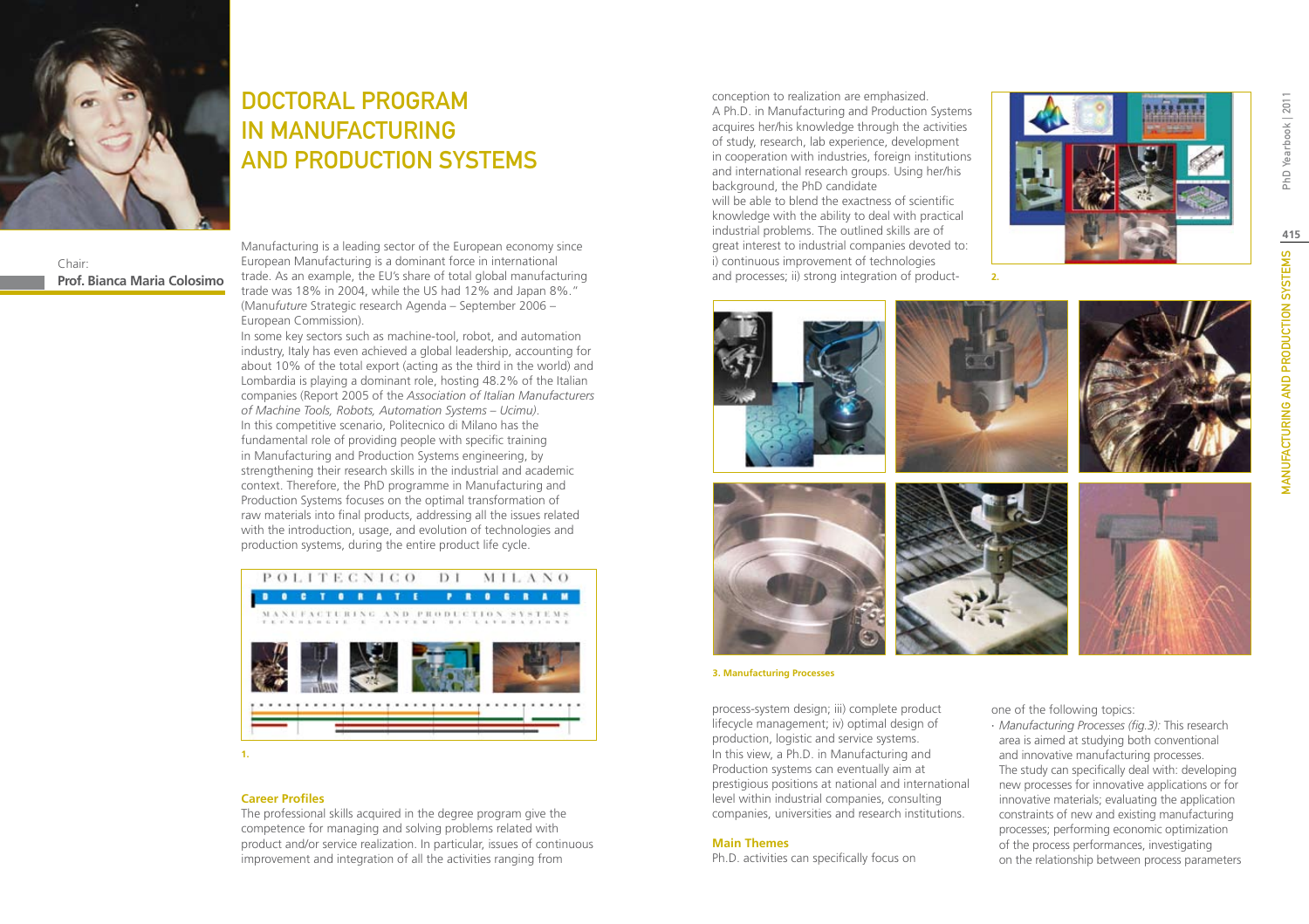# DOCTORAL PROGRAM IN MANUFACTURING AND PRODUCTION SYSTEMS

Chair:
**Prof. Bianca Maria Colosimo**

Manufacturing is a leading sector of the European economy since European Manufacturing is a dominant force in international trade. As an example, the EU's share of total global manufacturing trade was 18% in 2004, while the US had 12% and Japan 8%." (Manu*future* Strategic research Agenda – September 2006 – European Commission).

In some key sectors such as machine-tool, robot, and automation industry, Italy has even achieved a global leadership, accounting for about 10% of the total export (acting as the third in the world) and Lombardia is playing a dominant role, hosting 48.2% of the Italian companies (Report 2005 of the *Association of Italian Manufacturers of Machine Tools, Robots, Automation Systems – Ucimu)*.

In this competitive scenario, Politecnico di Milano has the fundamental role of providing people with specific training in Manufacturing and Production Systems engineering, by strengthening their research skills in the industrial and academic context. Therefore, the PhD programme in Manufacturing and Production Systems focuses on the optimal transformation of raw materials into final products, addressing all the issues related with the introduction, usage, and evolution of technologies and production systems, during the entire product life cycle.

1.

### Career Profiles

The professional skills acquired in the degree program give the competence for managing and solving problems related with product and/or service realization. In particular, issues of continuous improvement and integration of all the activities ranging from conception to realization are emphasized.

A Ph.D. in Manufacturing and Production Systems acquires her/his knowledge through the activities of study, research, lab experience, development in cooperation with industries, foreign institutions and international research groups. Using her/his background, the PhD candidate will be able to blend the exactness of scientific knowledge with the ability to deal with practical industrial problems. The outlined skills are of great interest to industrial companies devoted to: i) continuous improvement of technologies and processes; ii) strong integration of product-process-system design; iii) complete product lifecycle management; iv) optimal design of production, logistic and service systems.

In this view, a Ph.D. in Manufacturing and Production systems can eventually aim at prestigious positions at national and international level within industrial companies, consulting companies, universities and research institutions.

2.

3. Manufacturing Processes

### Main Themes

Ph.D. activities can specifically focus on one of the following topics:

- *Manufacturing Processes (fig.3):* This research area is aimed at studying both conventional and innovative manufacturing processes. The study can specifically deal with: developing new processes for innovative applications or for innovative materials; evaluating the application constraints of new and existing manufacturing processes; performing economic optimization of the process performances, investigating on the relationship between process parameters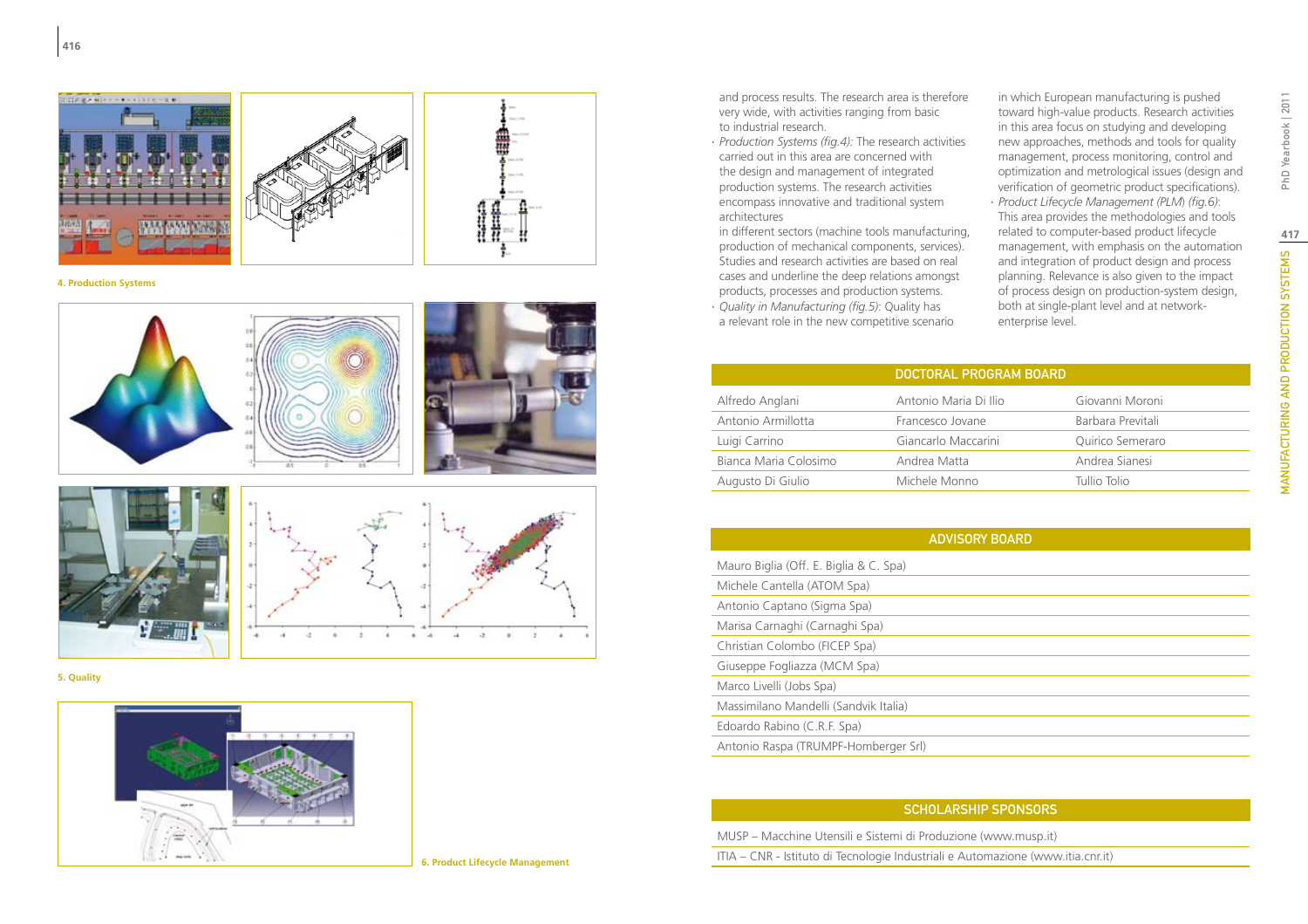and process results. The research area is therefore very wide, with activities ranging from basic to industrial research.

- *Production Systems (fig.4):* The research activities carried out in this area are concerned with the design and management of integrated production systems. The research activities encompass innovative and traditional system architectures in different sectors (machine tools manufacturing, production of mechanical components, services). Studies and research activities are based on real cases and underline the deep relations amongst products, processes and production systems.
- *Quality in Manufacturing (fig.5):* Quality has a relevant role in the new competitive scenario in which European manufacturing is pushed toward high-value products. Research activities in this area focus on studying and developing new approaches, methods and tools for quality management, process monitoring, control and optimization and metrological issues (design and verification of geometric product specifications).
- *Product Lifecycle Management (PLM) (fig.6):* This area provides the methodologies and tools related to computer-based product lifecycle management, with emphasis on the automation and integration of product design and process planning. Relevance is also given to the impact of process design on production-system design, both at single-plant level and at network-enterprise level.

**4. Production Systems**

**5. Quality**

**6. Product Lifecycle Management**

| DOCTORAL PROGRAM BOARD | | |
|---|---|---|
| Alfredo Anglani | Antonio Maria Di Ilio | Giovanni Moroni |
| Antonio Armillotta | Francesco Jovane | Barbara Previtali |
| Luigi Carrino | Giancarlo Maccarini | Quirico Semeraro |
| Bianca Maria Colosimo | Andrea Matta | Andrea Sianesi |
| Augusto Di Giulio | Michele Monno | Tullio Tolio |

| ADVISORY BOARD |
|---|
| Mauro Biglia (Off. E. Biglia & C. Spa) |
| Michele Cantella (ATOM Spa) |
| Antonio Captano (Sigma Spa) |
| Marisa Carnaghi (Carnaghi Spa) |
| Christian Colombo (FICEP Spa) |
| Giuseppe Fogliazza (MCM Spa) |
| Marco Livelli (Jobs Spa) |
| Massimilano Mandelli (Sandvik Italia) |
| Edoardo Rabino (C.R.F. Spa) |
| Antonio Raspa (TRUMPF-Homberger Srl) |

| SCHOLARSHIP SPONSORS |
|---|
| MUSP – Macchine Utensili e Sistemi di Produzione (www.musp.it) |
| ITIA – CNR - Istituto di Tecnologie Industriali e Automazione (www.itia.cnr.it) |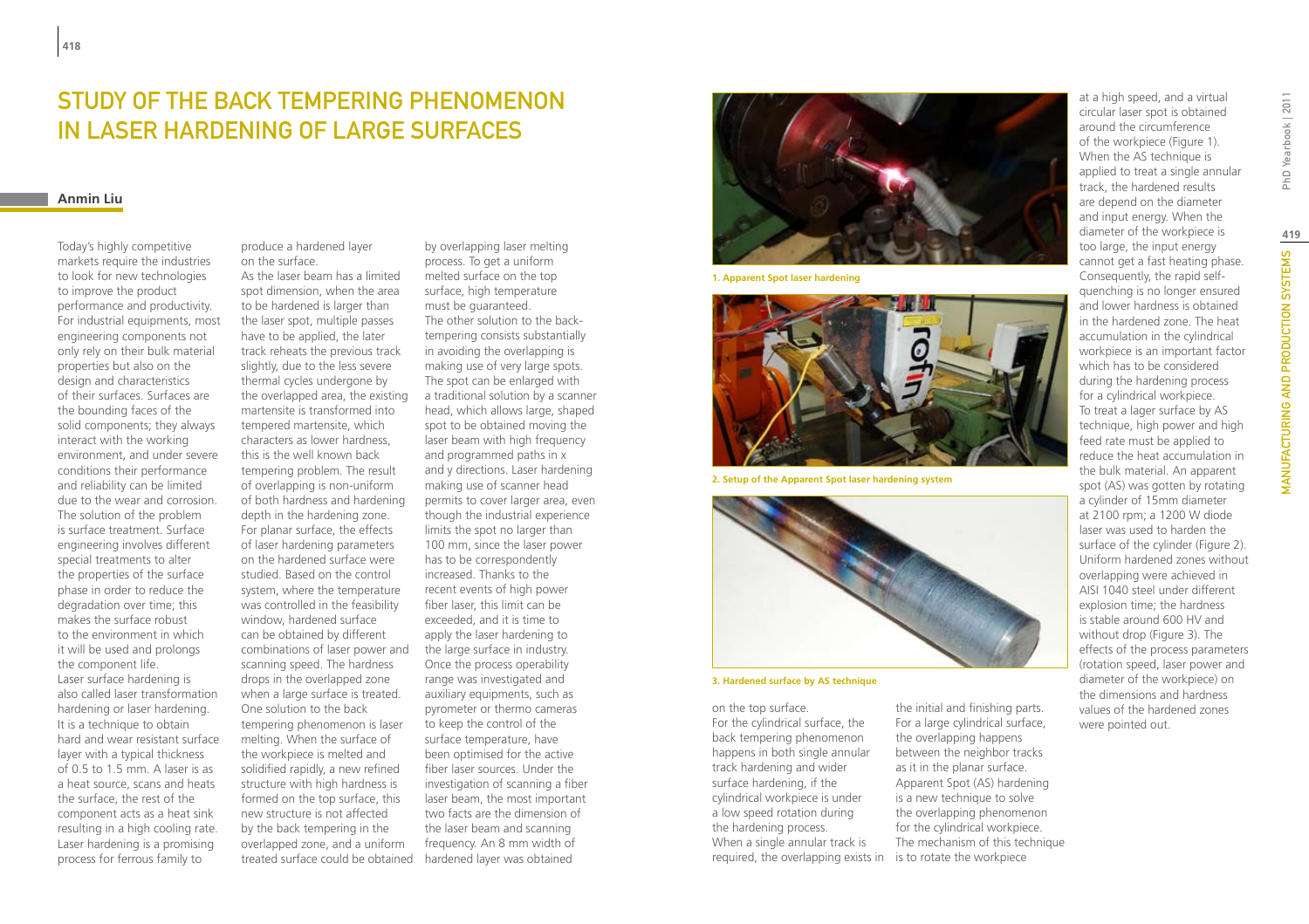# STUDY OF THE BACK TEMPERING PHENOMENON IN LASER HARDENING OF LARGE SURFACES

**Anmin Liu**

Today's highly competitive markets require the industries to look for new technologies to improve the product performance and productivity. For industrial equipments, most engineering components not only rely on their bulk material properties but also on the design and characteristics of their surfaces. Surfaces are the bounding faces of the solid components; they always interact with the working environment, and under severe conditions their performance and reliability can be limited due to the wear and corrosion. The solution of the problem is surface treatment. Surface engineering involves different special treatments to alter the properties of the surface phase in order to reduce the degradation over time; this makes the surface robust to the environment in which it will be used and prolongs the component life.

Laser surface hardening is also called laser transformation hardening or laser hardening. It is a technique to obtain hard and wear resistant surface layer with a typical thickness of 0.5 to 1.5 mm. A laser is as a heat source, scans and heats the surface, the rest of the component acts as a heat sink resulting in a high cooling rate. Laser hardening is a promising process for ferrous family to produce a hardened layer on the surface.

As the laser beam has a limited spot dimension, when the area to be hardened is larger than the laser spot, multiple passes have to be applied, the later track reheats the previous track slightly, due to the less severe thermal cycles undergone by the overlapped area, the existing martensite is transformed into tempered martensite, which characters as lower hardness, this is the well known back tempering problem. The result of overlapping is non-uniform of both hardness and hardening depth in the hardening zone. For planar surface, the effects of laser hardening parameters on the hardened surface were studied. Based on the control system, where the temperature was controlled in the feasibility window, hardened surface can be obtained by different combinations of laser power and scanning speed. The hardness drops in the overlapped zone when a large surface is treated. One solution to the back tempering phenomenon is laser melting. When the surface of the workpiece is melted and solidified rapidly, a new refined structure with high hardness is formed on the top surface, this new structure is not affected by the back tempering in the overlapped zone, and a uniform treated surface could be obtained by overlapping laser melting process. To get a uniform melted surface on the top surface, high temperature must be guaranteed.

The other solution to the back-tempering consists substantially in avoiding the overlapping is making use of very large spots. The spot can be enlarged with a traditional solution by a scanner head, which allows large, shaped spot to be obtained moving the laser beam with high frequency and programmed paths in x and y directions. Laser hardening making use of scanner head permits to cover larger area, even though the industrial experience limits the spot no larger than 100 mm, since the laser power has to be correspondently increased. Thanks to the recent events of high power fiber laser, this limit can be exceeded, and it is time to apply the laser hardening to the large surface in industry. Once the process operability range was investigated and auxiliary equipments, such as pyrometer or thermo cameras to keep the control of the surface temperature, have been optimised for the active fiber laser sources. Under the investigation of scanning a fiber laser beam, the most important two facts are the dimension of the laser beam and scanning frequency. An 8 mm width of hardened layer was obtained on the top surface.

For the cylindrical surface, the back tempering phenomenon happens in both single annular track hardening and wider surface hardening, if the cylindrical workpiece is under a low speed rotation during the hardening process. When a single annular track is required, the overlapping exists in the initial and finishing parts. For a large cylindrical surface, the overlapping happens between the neighbor tracks as it in the planar surface. Apparent Spot (AS) hardening is a new technique to solve the overlapping phenomenon for the cylindrical workpiece. The mechanism of this technique is to rotate the workpiece at a high speed, and a virtual circular laser spot is obtained around the circumference of the workpiece (Figure 1). When the AS technique is applied to treat a single annular track, the hardened results are depend on the diameter and input energy. When the diameter of the workpiece is too large, the input energy cannot get a fast heating phase. Consequently, the rapid self-quenching is no longer ensured and lower hardness is obtained in the hardened zone. The heat accumulation in the cylindrical workpiece is an important factor which has to be considered during the hardening process for a cylindrical workpiece. To treat a lager surface by AS technique, high power and high feed rate must be applied to reduce the heat accumulation in the bulk material. An apparent spot (AS) was gotten by rotating a cylinder of 15mm diameter at 2100 rpm; a 1200 W diode laser was used to harden the surface of the cylinder (Figure 2). Uniform hardened zones without overlapping were achieved in AISI 1040 steel under different explosion time; the hardness is stable around 600 HV and without drop (Figure 3). The effects of the process parameters (rotation speed, laser power and diameter of the workpiece) on the dimensions and hardness values of the hardened zones were pointed out.

**1. Apparent Spot laser hardening**

**2. Setup of the Apparent Spot laser hardening system**

**3. Hardened surface by AS technique**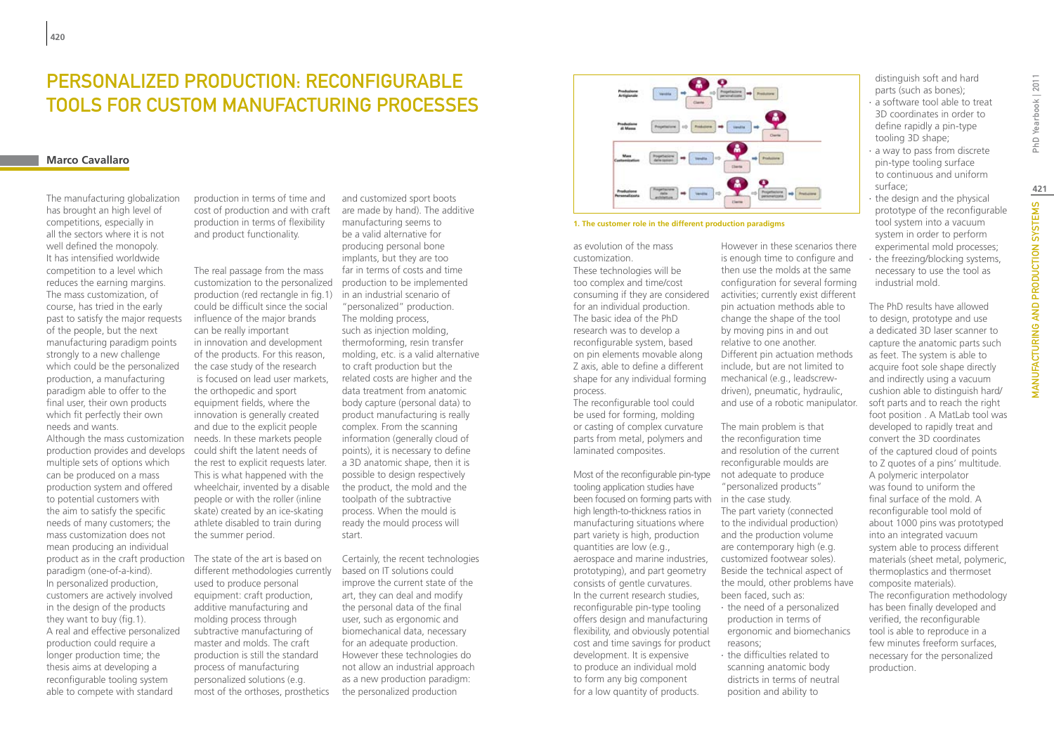# PERSONALIZED PRODUCTION: RECONFIGURABLE TOOLS FOR CUSTOM MANUFACTURING PROCESSES

**Marco Cavallaro**

The manufacturing globalization has brought an high level of competitions, especially in all the sectors where it is not well defined the monopoly. It has intensified worldwide competition to a level which reduces the earning margins. The mass customization, of course, has tried in the early past to satisfy the major requests of the people, but the next manufacturing paradigm points strongly to a new challenge which could be the personalized production, a manufacturing paradigm able to offer to the final user, their own products which fit perfectly their own needs and wants.

Although the mass customization production provides and develops multiple sets of options which can be produced on a mass production system and offered to potential customers with the aim to satisfy the specific needs of many customers; the mass customization does not mean producing an individual product as in the craft production paradigm (one-of-a-kind). In personalized production, customers are actively involved in the design of the products they want to buy (fig.1). A real and effective personalized production could require a longer production time; the thesis aims at developing a reconfigurable tooling system able to compete with standard production in terms of time and cost of production and with craft production in terms of flexibility and product functionality.

The real passage from the mass customization to the personalized production (red rectangle in fig.1) could be difficult since the social influence of the major brands can be really important in innovation and development of the products. For this reason, the case study of the research is focused on lead user markets, the orthopedic and sport equipment fields, where the innovation is generally created and due to the explicit people needs. In these markets people could shift the latent needs of the rest to explicit requests later. This is what happened with the wheelchair, invented by a disable people or with the roller (inline skate) created by an ice-skating athlete disabled to train during the summer period.

The state of the art is based on different methodologies currently used to produce personal equipment: craft production, additive manufacturing and molding process through subtractive manufacturing of master and molds. The craft production is still the standard process of manufacturing personalized solutions (e.g. most of the orthoses, prosthetics and customized sport boots are made by hand). The additive manufacturing seems to be a valid alternative for producing personal bone implants, but they are too far in terms of costs and time production to be implemented in an industrial scenario of "personalized" production. The molding process, such as injection molding, thermoforming, resin transfer molding, etc. is a valid alternative to craft production but the related costs are higher and the data treatment from anatomic body capture (personal data) to product manufacturing is really complex. From the scanning information (generally cloud of points), it is necessary to define a 3D anatomic shape, then it is possible to design respectively the product, the mold and the toolpath of the subtractive process. When the mould is ready the mould process will start.

Certainly, the recent technologies based on IT solutions could improve the current state of the art, they can deal and modify the personal data of the final user, such as ergonomic and biomechanical data, necessary for an adequate production. However these technologies do not allow an industrial approach as a new production paradigm: the personalized production as evolution of the mass customization.

Produzione Artigianale
Produzione di Massa
Mass Customization
Produzione Personalizzata
Vendita
Cliente
Progettazione personalizzata
Produzione
Progettazione
Progettazione delle opzioni
Progettazione delle architetture

1. The customer role in the different production paradigms

These technologies will be too complex and time/cost consuming if they are considered for an individual production. The basic idea of the PhD research was to develop a reconfigurable system, based on pin elements movable along Z axis, able to define a different shape for any individual forming process.

The reconfigurable tool could be used for forming, molding or casting of complex curvature parts from metal, polymers and laminated composites.

Most of the reconfigurable pin-type tooling application studies have been focused on forming parts with high length-to-thickness ratios in manufacturing situations where part variety is high, production quantities are low (e.g., aerospace and marine industries, prototyping), and part geometry consists of gentle curvatures. In the current research studies, reconfigurable pin-type tooling offers design and manufacturing flexibility, and obviously potential cost and time savings for product development. It is expensive to produce an individual mold to form any big component for a low quantity of products. However in these scenarios there is enough time to configure and then use the molds at the same configuration for several forming activities; currently exist different pin actuation methods able to change the shape of the tool by moving pins in and out relative to one another. Different pin actuation methods include, but are not limited to mechanical (e.g., leadscrew-driven), pneumatic, hydraulic, and use of a robotic manipulator.

The main problem is that the reconfiguration time and resolution of the current reconfigurable moulds are not adequate to produce "personalized products" in the case study. The part variety (connected to the individual production) and the production volume are contemporary high (e.g. customized footwear soles). Beside the technical aspect of the mould, other problems have been faced, such as:

- the need of a personalized production in terms of ergonomic and biomechanics reasons;
- the difficulties related to scanning anatomic body districts in terms of neutral position and ability to distinguish soft and hard parts (such as bones);
- a software tool able to treat 3D coordinates in order to define rapidly a pin-type tooling 3D shape;
- a way to pass from discrete pin-type tooling surface to continuous and uniform surface;
- the design and the physical prototype of the reconfigurable tool system into a vacuum system in order to perform experimental mold processes;
- the freezing/blocking systems, necessary to use the tool as industrial mold.

The PhD results have allowed to design, prototype and use a dedicated 3D laser scanner to capture the anatomic parts such as feet. The system is able to acquire foot sole shape directly and indirectly using a vacuum cushion able to distinguish hard/soft parts and to reach the right foot position . A MatLab tool was developed to rapidly treat and convert the 3D coordinates of the captured cloud of points to Z quotes of a pins' multitude. A polymeric interpolator was found to uniform the final surface of the mold. A reconfigurable tool mold of about 1000 pins was prototyped into an integrated vacuum system able to process different materials (sheet metal, polymeric, thermoplastics and thermoset composite materials). The reconfiguration methodology has been finally developed and verified, the reconfigurable tool is able to reproduce in a few minutes freeform surfaces, necessary for the personalized production.